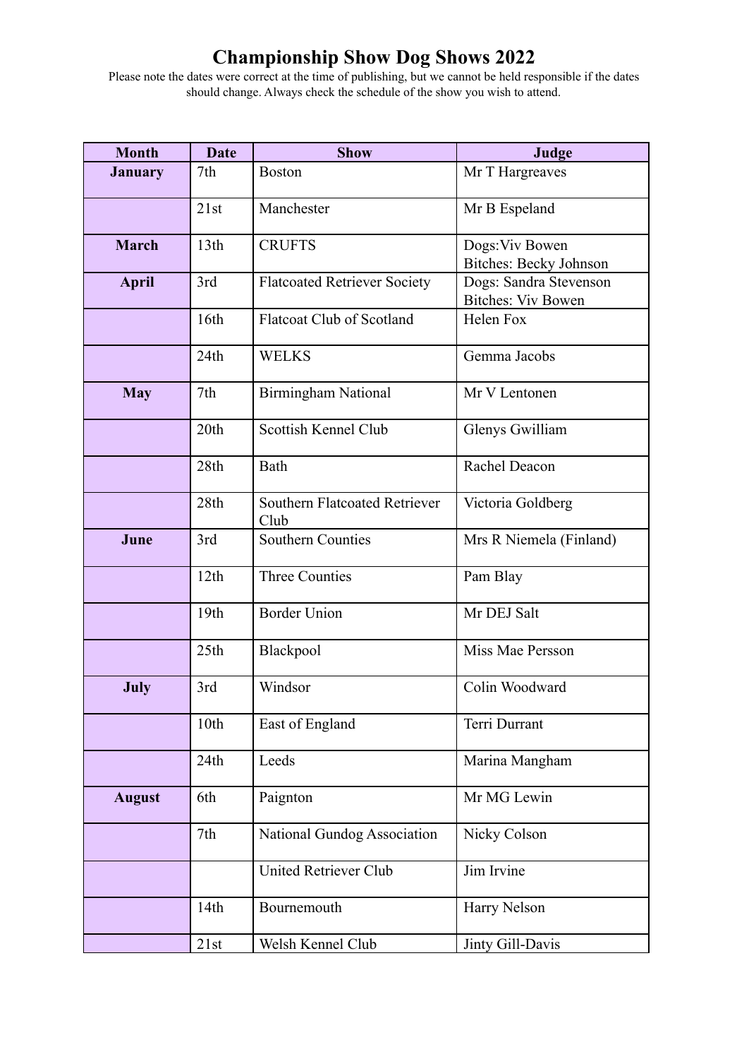# Championship Show Dog Shows 2022

Please note the dates were correct at the time of publishing, but we cannot be held responsible if the dates should change. Always check the schedule of the show you wish to attend.

| Month | Date | Show | Judge |
|---|---|---|---|
| **January** | 7th | Boston | Mr T Hargreaves |
| | 21st | Manchester | Mr B Espeland |
| **March** | 13th | CRUFTS | Dogs:Viv Bowen<br>Bitches: Becky Johnson |
| **April** | 3rd | Flatcoated Retriever Society | Dogs: Sandra Stevenson<br>Bitches: Viv Bowen |
| | 16th | Flatcoat Club of Scotland | Helen Fox |
| | 24th | WELKS | Gemma Jacobs |
| **May** | 7th | Birmingham National | Mr V Lentonen |
| | 20th | Scottish Kennel Club | Glenys Gwilliam |
| | 28th | Bath | Rachel Deacon |
| | 28th | Southern Flatcoated Retriever Club | Victoria Goldberg |
| **June** | 3rd | Southern Counties | Mrs R Niemela (Finland) |
| | 12th | Three Counties | Pam Blay |
| | 19th | Border Union | Mr DEJ Salt |
| | 25th | Blackpool | Miss Mae Persson |
| **July** | 3rd | Windsor | Colin Woodward |
| | 10th | East of England | Terri Durrant |
| | 24th | Leeds | Marina Mangham |
| **August** | 6th | Paignton | Mr MG Lewin |
| | 7th | National Gundog Association | Nicky Colson |
| | | United Retriever Club | Jim Irvine |
| | 14th | Bournemouth | Harry Nelson |
| | 21st | Welsh Kennel Club | Jinty Gill-Davis |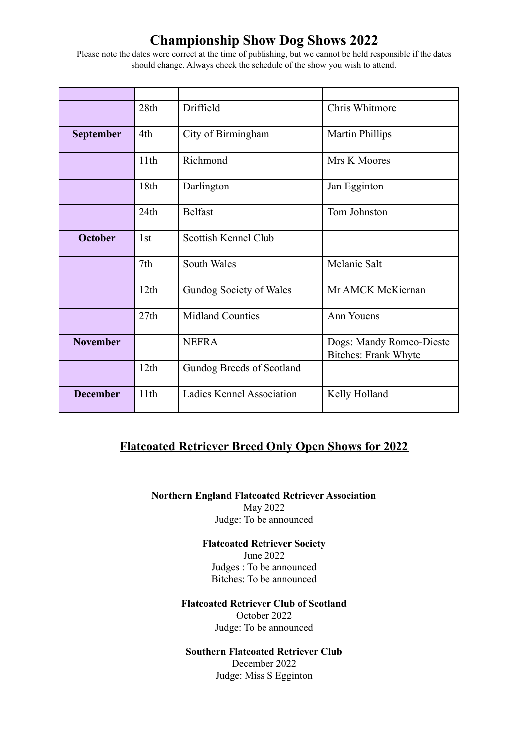# Championship Show Dog Shows 2022

Please note the dates were correct at the time of publishing, but we cannot be held responsible if the dates should change. Always check the schedule of the show you wish to attend.

| | | | |
|---|---|---|---|
| | 28th | Driffield | Chris Whitmore |
| **September** | 4th | City of Birmingham | Martin Phillips |
| | 11th | Richmond | Mrs K Moores |
| | 18th | Darlington | Jan Egginton |
| | 24th | Belfast | Tom Johnston |
| **October** | 1st | Scottish Kennel Club | |
| | 7th | South Wales | Melanie Salt |
| | 12th | Gundog Society of Wales | Mr AMCK McKiernan |
| | 27th | Midland Counties | Ann Youens |
| **November** | | NEFRA | Dogs: Mandy Romeo-Dieste<br>Bitches: Frank Whyte |
| | 12th | Gundog Breeds of Scotland | |
| **December** | 11th | Ladies Kennel Association | Kelly Holland |

## Flatcoated Retriever Breed Only Open Shows for 2022

**Northern England Flatcoated Retriever Association**
May 2022
Judge: To be announced

**Flatcoated Retriever Society**
June 2022
Judges : To be announced
Bitches: To be announced

**Flatcoated Retriever Club of Scotland**
October 2022
Judge: To be announced

**Southern Flatcoated Retriever Club**
December 2022
Judge: Miss S Egginton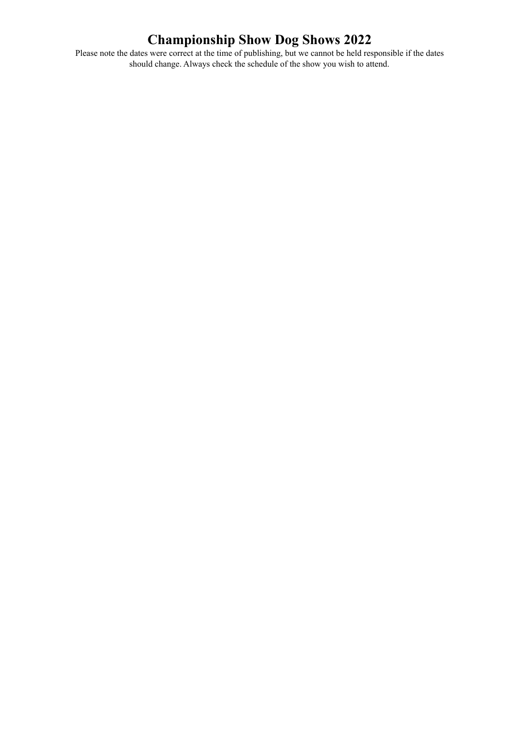# Championship Show Dog Shows 2022

Please note the dates were correct at the time of publishing, but we cannot be held responsible if the dates should change. Always check the schedule of the show you wish to attend.